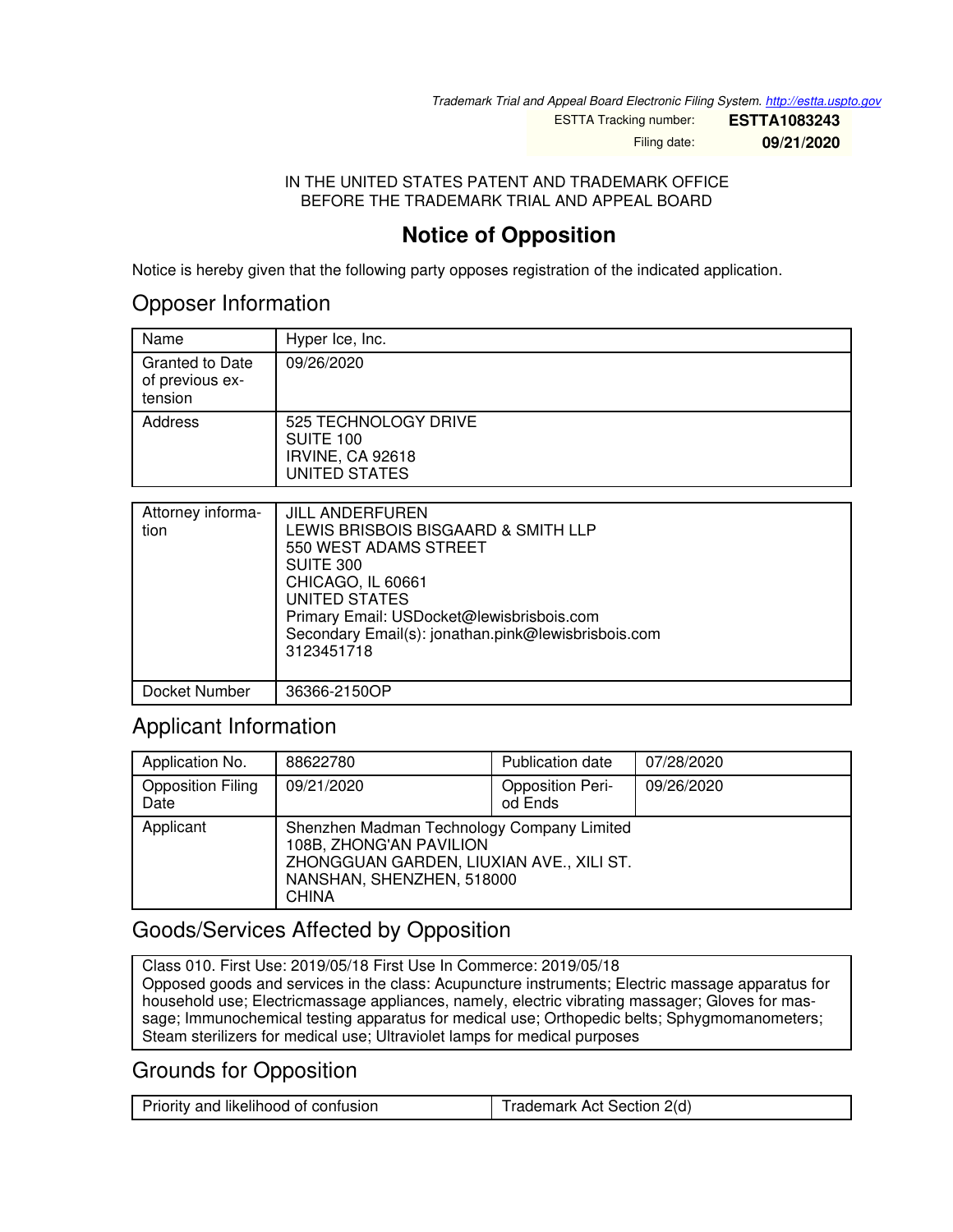*Trademark Trial and Appeal Board Electronic Filing System. http://estta.uspto.gov*

| | |
|---|---|
| ESTTA Tracking number: | **ESTTA1083243** |
| Filing date: | **09/21/2020** |

IN THE UNITED STATES PATENT AND TRADEMARK OFFICE
BEFORE THE TRADEMARK TRIAL AND APPEAL BOARD

# Notice of Opposition

Notice is hereby given that the following party opposes registration of the indicated application.

## Opposer Information

| | |
|---|---|
| Name | Hyper Ice, Inc. |
| Granted to Date of previous extension | 09/26/2020 |
| Address | 525 TECHNOLOGY DRIVE<br>SUITE 100<br>IRVINE, CA 92618<br>UNITED STATES |

| | |
|---|---|
| Attorney information | JILL ANDERFUREN<br>LEWIS BRISBOIS BISGAARD & SMITH LLP<br>550 WEST ADAMS STREET<br>SUITE 300<br>CHICAGO, IL 60661<br>UNITED STATES<br>Primary Email: USDocket@lewisbrisbois.com<br>Secondary Email(s): jonathan.pink@lewisbrisbois.com<br>3123451718 |
| Docket Number | 36366-2150OP |

## Applicant Information

| | | | |
|---|---|---|---|
| Application No. | 88622780 | Publication date | 07/28/2020 |
| Opposition Filing Date | 09/21/2020 | Opposition Period Ends | 09/26/2020 |
| Applicant | Shenzhen Madman Technology Company Limited<br>108B, ZHONG'AN PAVILION<br>ZHONGGUAN GARDEN, LIUXIAN AVE., XILI ST.<br>NANSHAN, SHENZHEN, 518000<br>CHINA | | |

## Goods/Services Affected by Opposition

Class 010. First Use: 2019/05/18 First Use In Commerce: 2019/05/18
Opposed goods and services in the class: Acupuncture instruments; Electric massage apparatus for household use; Electricmassage appliances, namely, electric vibrating massager; Gloves for massage; Immunochemical testing apparatus for medical use; Orthopedic belts; Sphygmomanometers; Steam sterilizers for medical use; Ultraviolet lamps for medical purposes

## Grounds for Opposition

| | |
|---|---|
| Priority and likelihood of confusion | Trademark Act Section 2(d) |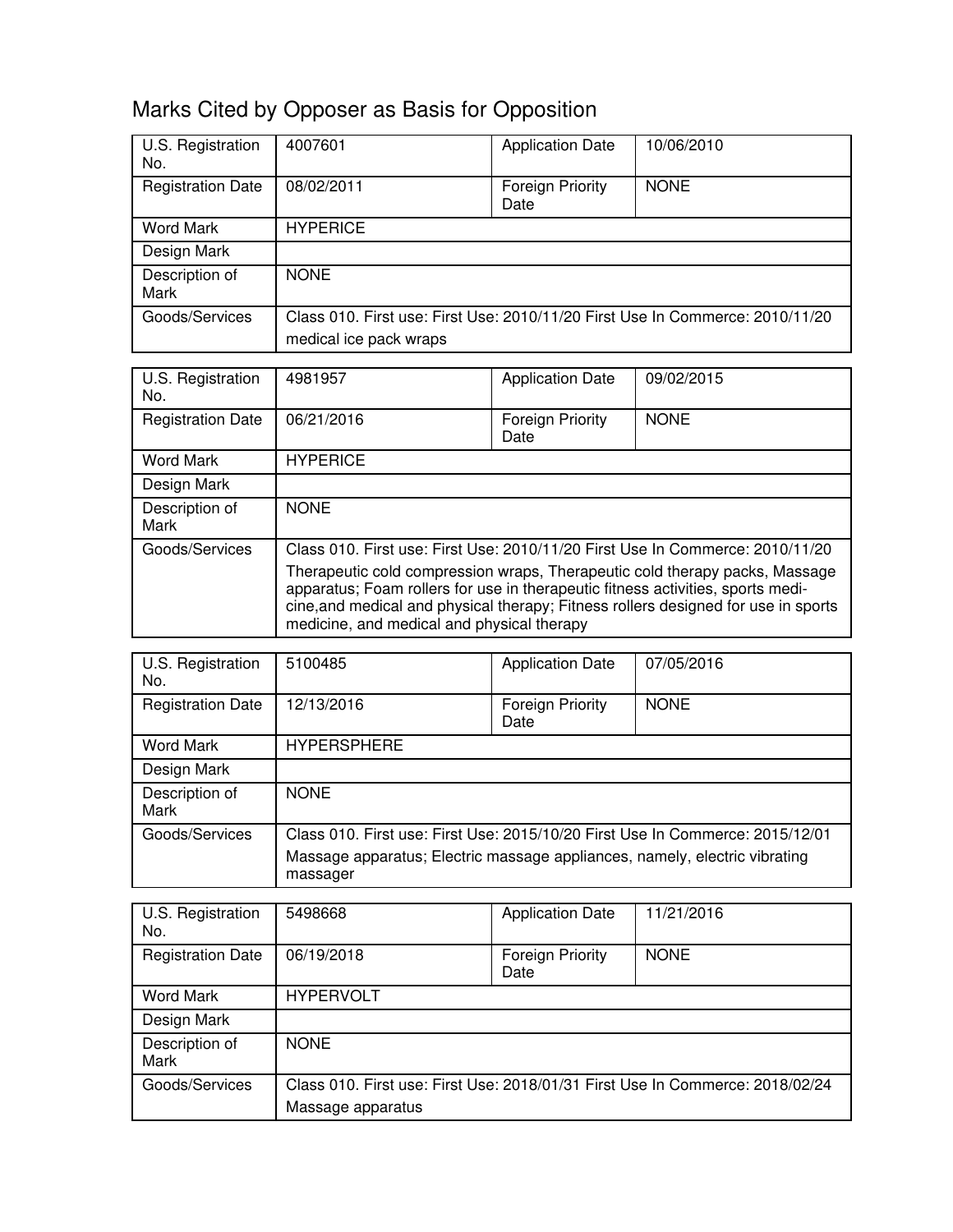# Marks Cited by Opposer as Basis for Opposition

| U.S. Registration No. | 4007601 | Application Date | 10/06/2010 |
|---|---|---|---|
| Registration Date | 08/02/2011 | Foreign Priority Date | NONE |
| Word Mark | HYPERICE | | |
| Design Mark | | | |
| Description of Mark | NONE | | |
| Goods/Services | Class 010. First use: First Use: 2010/11/20 First Use In Commerce: 2010/11/20<br>medical ice pack wraps | | |

| U.S. Registration No. | 4981957 | Application Date | 09/02/2015 |
|---|---|---|---|
| Registration Date | 06/21/2016 | Foreign Priority Date | NONE |
| Word Mark | HYPERICE | | |
| Design Mark | | | |
| Description of Mark | NONE | | |
| Goods/Services | Class 010. First use: First Use: 2010/11/20 First Use In Commerce: 2010/11/20<br>Therapeutic cold compression wraps, Therapeutic cold therapy packs, Massage apparatus; Foam rollers for use in therapeutic fitness activities, sports medicine,and medical and physical therapy; Fitness rollers designed for use in sports medicine, and medical and physical therapy | | |

| U.S. Registration No. | 5100485 | Application Date | 07/05/2016 |
|---|---|---|---|
| Registration Date | 12/13/2016 | Foreign Priority Date | NONE |
| Word Mark | HYPERSPHERE | | |
| Design Mark | | | |
| Description of Mark | NONE | | |
| Goods/Services | Class 010. First use: First Use: 2015/10/20 First Use In Commerce: 2015/12/01<br>Massage apparatus; Electric massage appliances, namely, electric vibrating massager | | |

| U.S. Registration No. | 5498668 | Application Date | 11/21/2016 |
|---|---|---|---|
| Registration Date | 06/19/2018 | Foreign Priority Date | NONE |
| Word Mark | HYPERVOLT | | |
| Design Mark | | | |
| Description of Mark | NONE | | |
| Goods/Services | Class 010. First use: First Use: 2018/01/31 First Use In Commerce: 2018/02/24<br>Massage apparatus | | |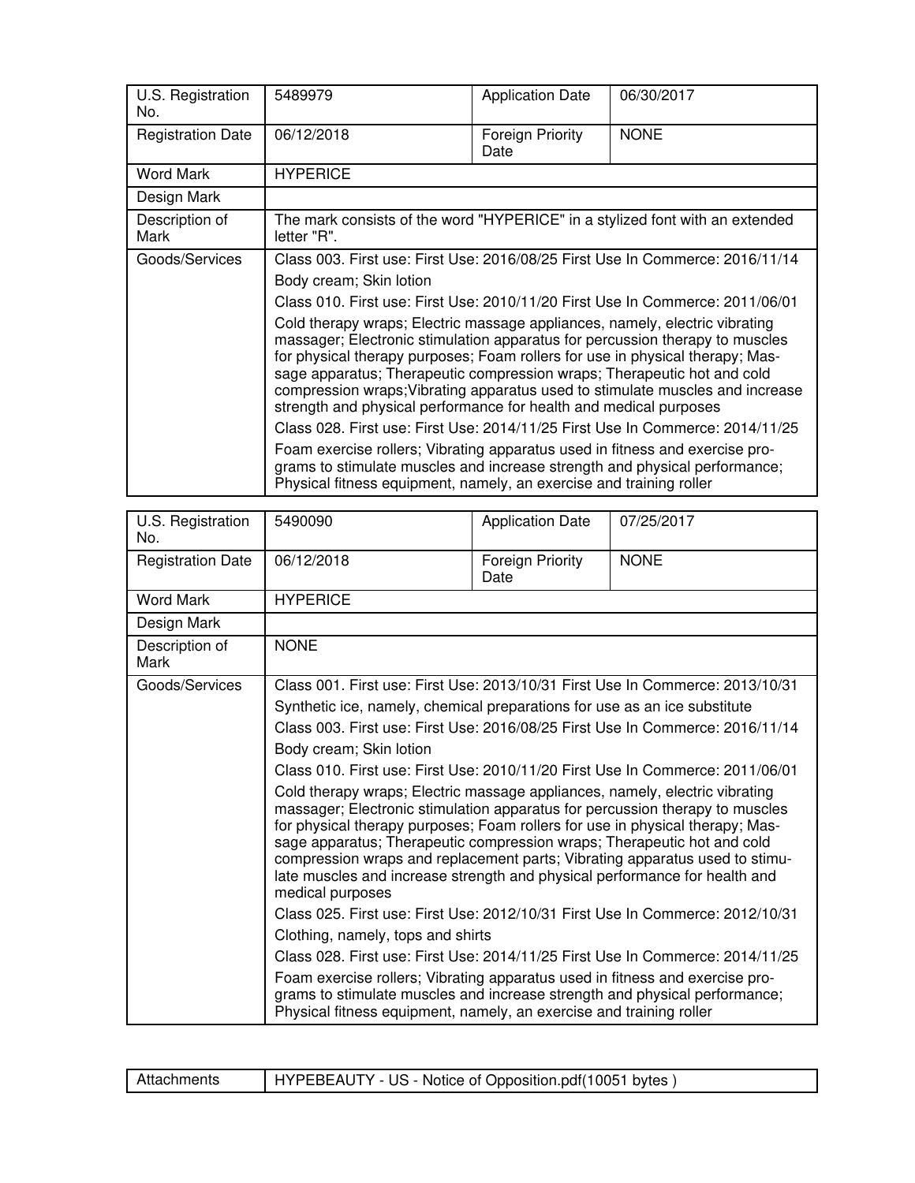| U.S. Registration No. | 5489979 | Application Date | 06/30/2017 |
|---|---|---|---|
| Registration Date | 06/12/2018 | Foreign Priority Date | NONE |
| Word Mark | HYPERICE | | |
| Design Mark | | | |
| Description of Mark | The mark consists of the word "HYPERICE" in a stylized font with an extended letter "R". | | |
| Goods/Services | Class 003. First use: First Use: 2016/08/25 First Use In Commerce: 2016/11/14<br>Body cream; Skin lotion<br>Class 010. First use: First Use: 2010/11/20 First Use In Commerce: 2011/06/01<br>Cold therapy wraps; Electric massage appliances, namely, electric vibrating massager; Electronic stimulation apparatus for percussion therapy to muscles for physical therapy purposes; Foam rollers for use in physical therapy; Massage apparatus; Therapeutic compression wraps; Therapeutic hot and cold compression wraps;Vibrating apparatus used to stimulate muscles and increase strength and physical performance for health and medical purposes<br>Class 028. First use: First Use: 2014/11/25 First Use In Commerce: 2014/11/25<br>Foam exercise rollers; Vibrating apparatus used in fitness and exercise programs to stimulate muscles and increase strength and physical performance; Physical fitness equipment, namely, an exercise and training roller | | |

| U.S. Registration No. | 5490090 | Application Date | 07/25/2017 |
|---|---|---|---|
| Registration Date | 06/12/2018 | Foreign Priority Date | NONE |
| Word Mark | HYPERICE | | |
| Design Mark | | | |
| Description of Mark | NONE | | |
| Goods/Services | Class 001. First use: First Use: 2013/10/31 First Use In Commerce: 2013/10/31<br>Synthetic ice, namely, chemical preparations for use as an ice substitute<br>Class 003. First use: First Use: 2016/08/25 First Use In Commerce: 2016/11/14<br>Body cream; Skin lotion<br>Class 010. First use: First Use: 2010/11/20 First Use In Commerce: 2011/06/01<br>Cold therapy wraps; Electric massage appliances, namely, electric vibrating massager; Electronic stimulation apparatus for percussion therapy to muscles for physical therapy purposes; Foam rollers for use in physical therapy; Massage apparatus; Therapeutic compression wraps; Therapeutic hot and cold compression wraps and replacement parts; Vibrating apparatus used to stimulate muscles and increase strength and physical performance for health and medical purposes<br>Class 025. First use: First Use: 2012/10/31 First Use In Commerce: 2012/10/31<br>Clothing, namely, tops and shirts<br>Class 028. First use: First Use: 2014/11/25 First Use In Commerce: 2014/11/25<br>Foam exercise rollers; Vibrating apparatus used in fitness and exercise programs to stimulate muscles and increase strength and physical performance; Physical fitness equipment, namely, an exercise and training roller | | |

| Attachments | HYPEBEAUTY - US - Notice of Opposition.pdf(10051 bytes ) |
|---|---|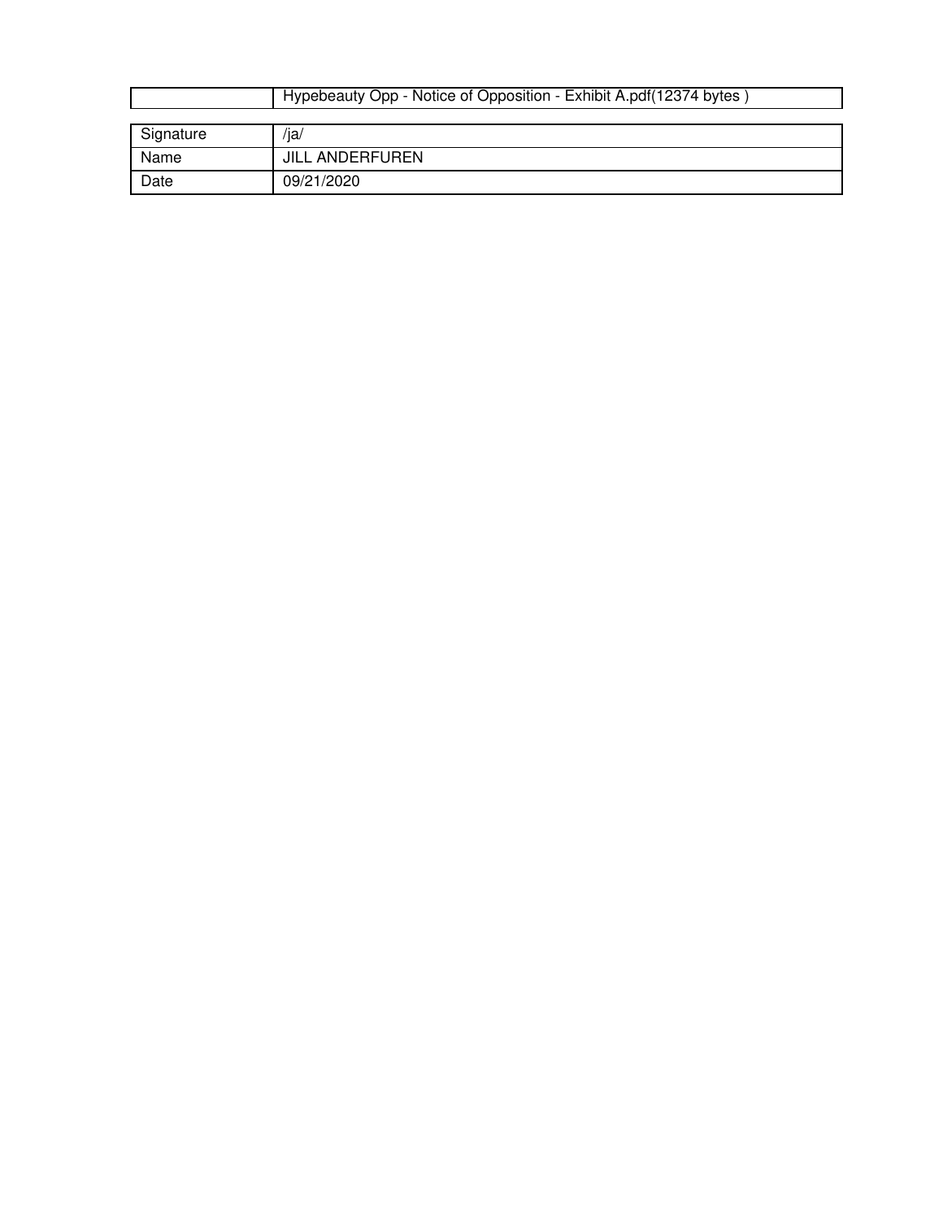| | Hypebeauty Opp - Notice of Opposition - Exhibit A.pdf(12374 bytes ) |
|---|---|

| Signature | /ja/ |
|---|---|
| Name | JILL ANDERFUREN |
| Date | 09/21/2020 |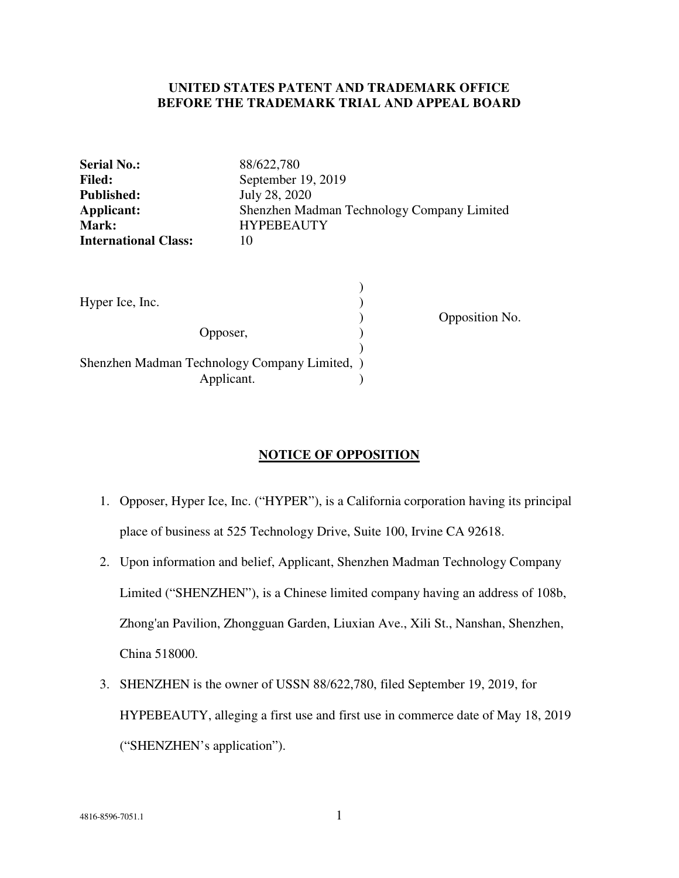**UNITED STATES PATENT AND TRADEMARK OFFICE**
**BEFORE THE TRADEMARK TRIAL AND APPEAL BOARD**

| | |
|---|---|
| **Serial No.:** | 88/622,780 |
| **Filed:** | September 19, 2019 |
| **Published:** | July 28, 2020 |
| **Applicant:** | Shenzhen Madman Technology Company Limited |
| **Mark:** | HYPEBEAUTY |
| **International Class:** | 10 |

```
                                              )
Hyper Ice, Inc.                               )
                                              )         Opposition No.
                    Opposer,                  )
                                              )
Shenzhen Madman Technology Company Limited,   )
                    Applicant.                )
```

## NOTICE OF OPPOSITION

1. Opposer, Hyper Ice, Inc. ("HYPER"), is a California corporation having its principal place of business at 525 Technology Drive, Suite 100, Irvine CA 92618.
2. Upon information and belief, Applicant, Shenzhen Madman Technology Company Limited ("SHENZHEN"), is a Chinese limited company having an address of 108b, Zhong'an Pavilion, Zhongguan Garden, Liuxian Ave., Xili St., Nanshan, Shenzhen, China 518000.
3. SHENZHEN is the owner of USSN 88/622,780, filed September 19, 2019, for HYPEBEAUTY, alleging a first use and first use in commerce date of May 18, 2019 ("SHENZHEN's application").

4816-8596-7051.1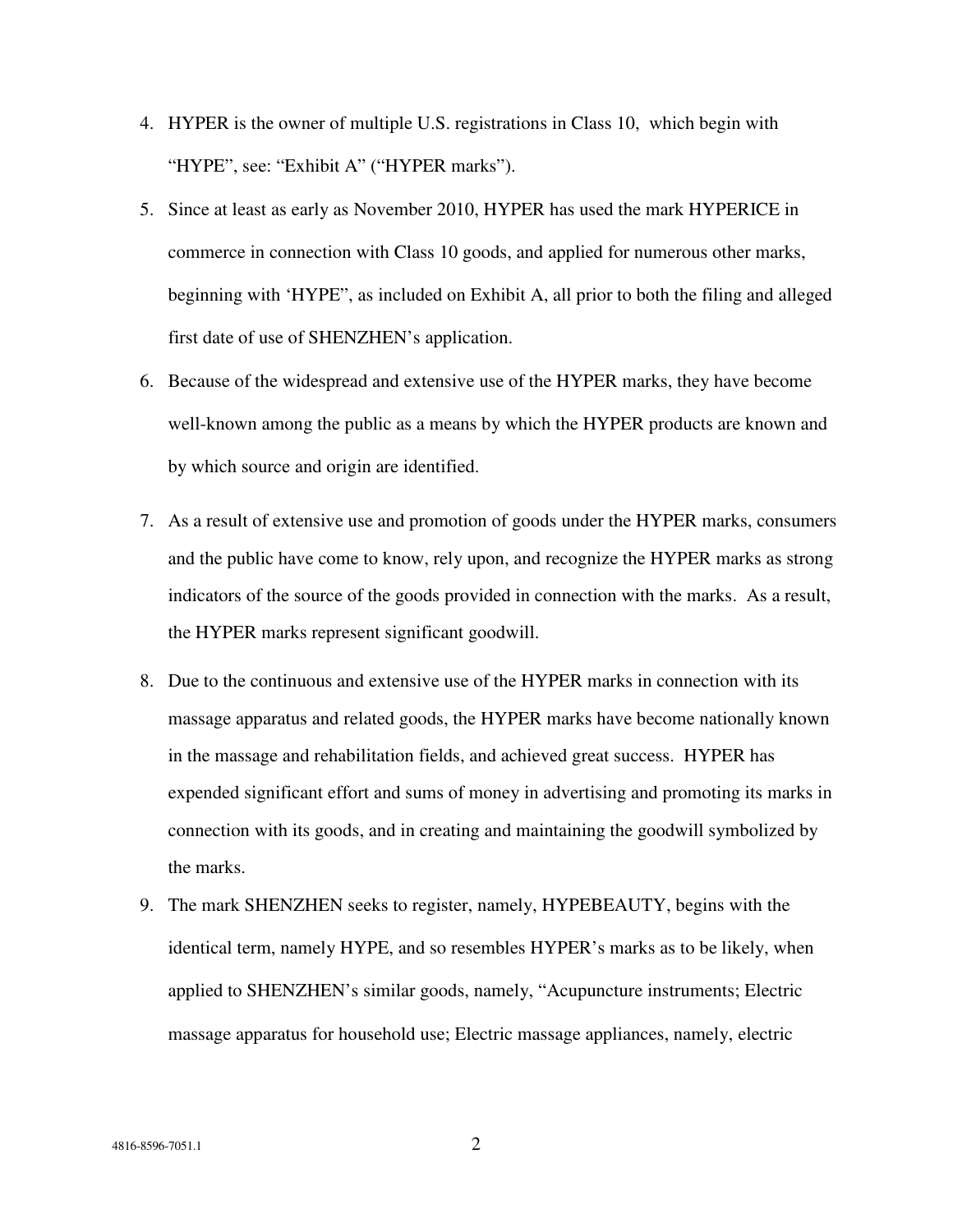4. HYPER is the owner of multiple U.S. registrations in Class 10, which begin with "HYPE", see: "Exhibit A" ("HYPER marks").

5. Since at least as early as November 2010, HYPER has used the mark HYPERICE in commerce in connection with Class 10 goods, and applied for numerous other marks, beginning with 'HYPE", as included on Exhibit A, all prior to both the filing and alleged first date of use of SHENZHEN's application.

6. Because of the widespread and extensive use of the HYPER marks, they have become well-known among the public as a means by which the HYPER products are known and by which source and origin are identified.

7. As a result of extensive use and promotion of goods under the HYPER marks, consumers and the public have come to know, rely upon, and recognize the HYPER marks as strong indicators of the source of the goods provided in connection with the marks. As a result, the HYPER marks represent significant goodwill.

8. Due to the continuous and extensive use of the HYPER marks in connection with its massage apparatus and related goods, the HYPER marks have become nationally known in the massage and rehabilitation fields, and achieved great success. HYPER has expended significant effort and sums of money in advertising and promoting its marks in connection with its goods, and in creating and maintaining the goodwill symbolized by the marks.

9. The mark SHENZHEN seeks to register, namely, HYPEBEAUTY, begins with the identical term, namely HYPE, and so resembles HYPER's marks as to be likely, when applied to SHENZHEN's similar goods, namely, "Acupuncture instruments; Electric massage apparatus for household use; Electric massage appliances, namely, electric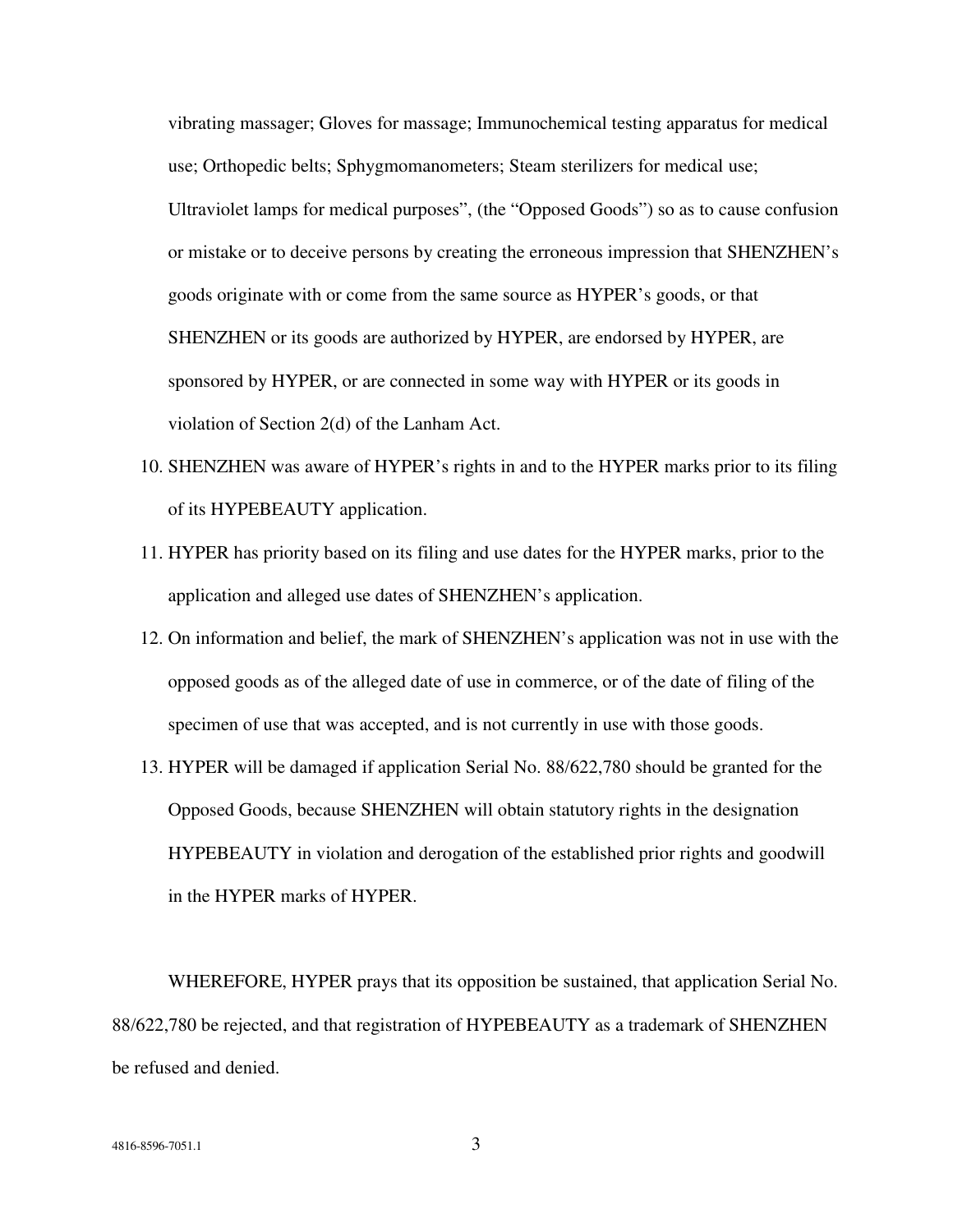vibrating massager; Gloves for massage; Immunochemical testing apparatus for medical use; Orthopedic belts; Sphygmomanometers; Steam sterilizers for medical use; Ultraviolet lamps for medical purposes", (the "Opposed Goods") so as to cause confusion or mistake or to deceive persons by creating the erroneous impression that SHENZHEN's goods originate with or come from the same source as HYPER's goods, or that SHENZHEN or its goods are authorized by HYPER, are endorsed by HYPER, are sponsored by HYPER, or are connected in some way with HYPER or its goods in violation of Section 2(d) of the Lanham Act.

10. SHENZHEN was aware of HYPER's rights in and to the HYPER marks prior to its filing of its HYPEBEAUTY application.
11. HYPER has priority based on its filing and use dates for the HYPER marks, prior to the application and alleged use dates of SHENZHEN's application.
12. On information and belief, the mark of SHENZHEN's application was not in use with the opposed goods as of the alleged date of use in commerce, or of the date of filing of the specimen of use that was accepted, and is not currently in use with those goods.
13. HYPER will be damaged if application Serial No. 88/622,780 should be granted for the Opposed Goods, because SHENZHEN will obtain statutory rights in the designation HYPEBEAUTY in violation and derogation of the established prior rights and goodwill in the HYPER marks of HYPER.

WHEREFORE, HYPER prays that its opposition be sustained, that application Serial No. 88/622,780 be rejected, and that registration of HYPEBEAUTY as a trademark of SHENZHEN be refused and denied.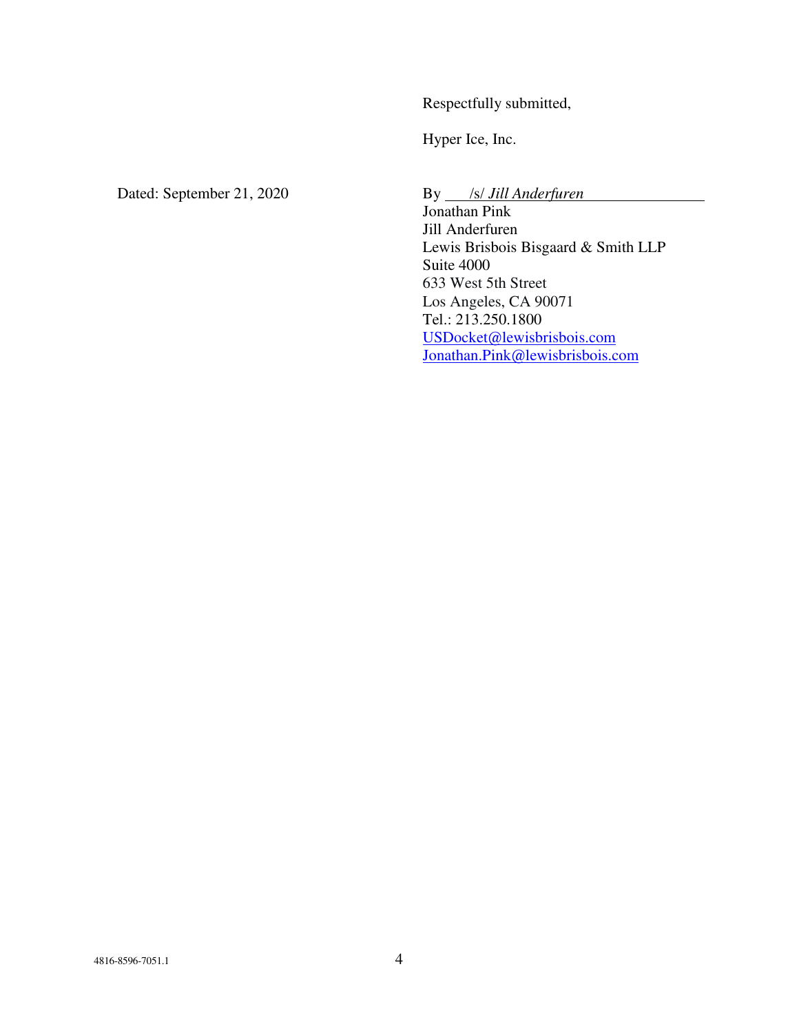Respectfully submitted,

Hyper Ice, Inc.

Dated: September 21, 2020

By /s/ *Jill Anderfuren*
Jonathan Pink
Jill Anderfuren
Lewis Brisbois Bisgaard & Smith LLP
Suite 4000
633 West 5th Street
Los Angeles, CA 90071
Tel.: 213.250.1800
USDocket@lewisbrisbois.com
Jonathan.Pink@lewisbrisbois.com

4816-8596-7051.1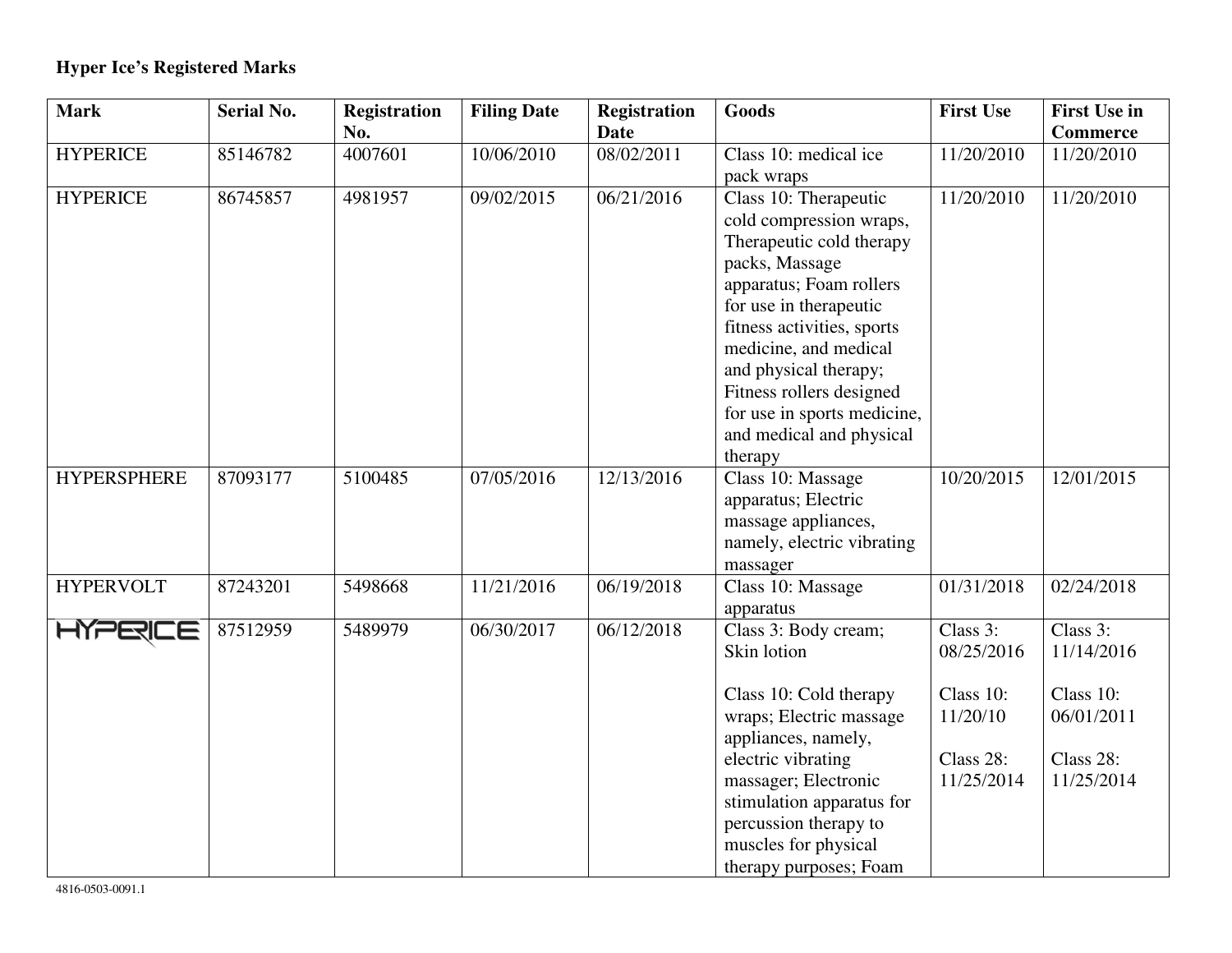**Hyper Ice's Registered Marks**

| Mark | Serial No. | Registration No. | Filing Date | Registration Date | Goods | First Use | First Use in Commerce |
|---|---|---|---|---|---|---|---|
| HYPERICE | 85146782 | 4007601 | 10/06/2010 | 08/02/2011 | Class 10: medical ice pack wraps | 11/20/2010 | 11/20/2010 |
| HYPERICE | 86745857 | 4981957 | 09/02/2015 | 06/21/2016 | Class 10: Therapeutic cold compression wraps, Therapeutic cold therapy packs, Massage apparatus; Foam rollers for use in therapeutic fitness activities, sports medicine, and medical and physical therapy; Fitness rollers designed for use in sports medicine, and medical and physical therapy | 11/20/2010 | 11/20/2010 |
| HYPERSPHERE | 87093177 | 5100485 | 07/05/2016 | 12/13/2016 | Class 10: Massage apparatus; Electric massage appliances, namely, electric vibrating massager | 10/20/2015 | 12/01/2015 |
| HYPERVOLT | 87243201 | 5498668 | 11/21/2016 | 06/19/2018 | Class 10: Massage apparatus | 01/31/2018 | 02/24/2018 |
| HYPERICE | 87512959 | 5489979 | 06/30/2017 | 06/12/2018 | Class 3: Body cream; Skin lotion<br><br>Class 10: Cold therapy wraps; Electric massage appliances, namely, electric vibrating massager; Electronic stimulation apparatus for percussion therapy to muscles for physical therapy purposes; Foam | Class 3: 08/25/2016<br><br>Class 10: 11/20/10<br><br>Class 28: 11/25/2014 | Class 3: 11/14/2016<br><br>Class 10: 06/01/2011<br><br>Class 28: 11/25/2014 |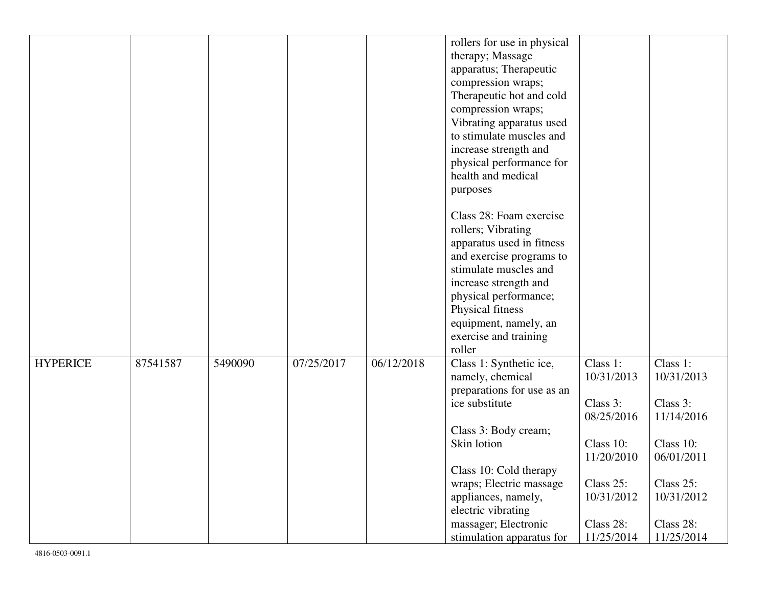| | | | | | | | |
|---|---|---|---|---|---|---|---|
| | | | | | rollers for use in physical therapy; Massage apparatus; Therapeutic compression wraps; Therapeutic hot and cold compression wraps; Vibrating apparatus used to stimulate muscles and increase strength and physical performance for health and medical purposes<br><br>Class 28: Foam exercise rollers; Vibrating apparatus used in fitness and exercise programs to stimulate muscles and increase strength and physical performance; Physical fitness equipment, namely, an exercise and training roller | | |
| HYPERICE | 87541587 | 5490090 | 07/25/2017 | 06/12/2018 | Class 1: Synthetic ice, namely, chemical preparations for use as an ice substitute<br><br>Class 3: Body cream; Skin lotion<br><br>Class 10: Cold therapy wraps; Electric massage appliances, namely, electric vibrating massager; Electronic stimulation apparatus for | Class 1: 10/31/2013<br><br>Class 3: 08/25/2016<br><br>Class 10: 11/20/2010<br><br>Class 25: 10/31/2012<br><br>Class 28: 11/25/2014 | Class 1: 10/31/2013<br><br>Class 3: 11/14/2016<br><br>Class 10: 06/01/2011<br><br>Class 25: 10/31/2012<br><br>Class 28: 11/25/2014 |

4816-0503-0091.1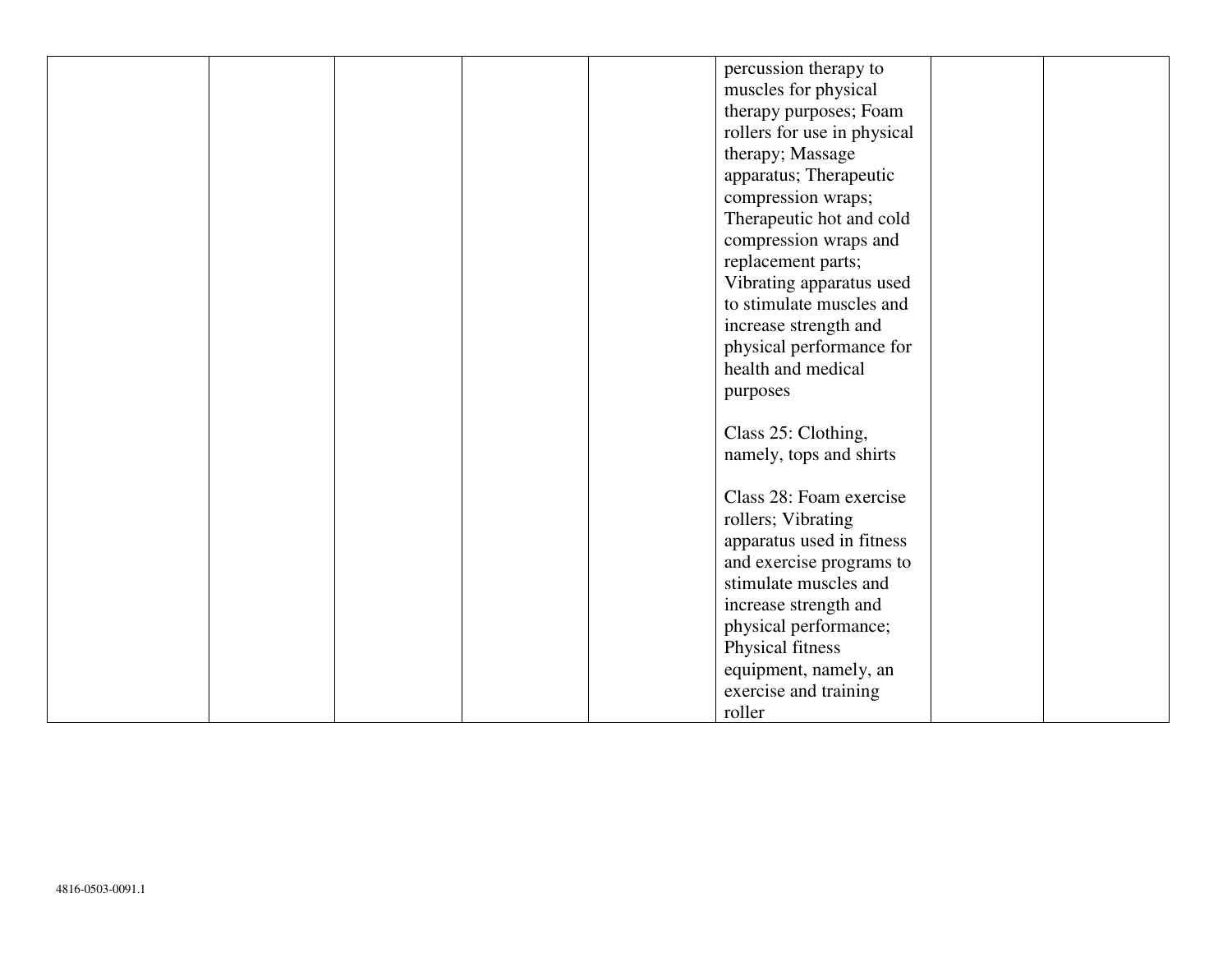| | | | | | | | |
|---|---|---|---|---|---|---|---|
| | | | | | percussion therapy to muscles for physical therapy purposes; Foam rollers for use in physical therapy; Massage apparatus; Therapeutic compression wraps; Therapeutic hot and cold compression wraps and replacement parts; Vibrating apparatus used to stimulate muscles and increase strength and physical performance for health and medical purposes<br><br>Class 25: Clothing, namely, tops and shirts<br><br>Class 28: Foam exercise rollers; Vibrating apparatus used in fitness and exercise programs to stimulate muscles and increase strength and physical performance; Physical fitness equipment, namely, an exercise and training roller | | |

4816-0503-0091.1